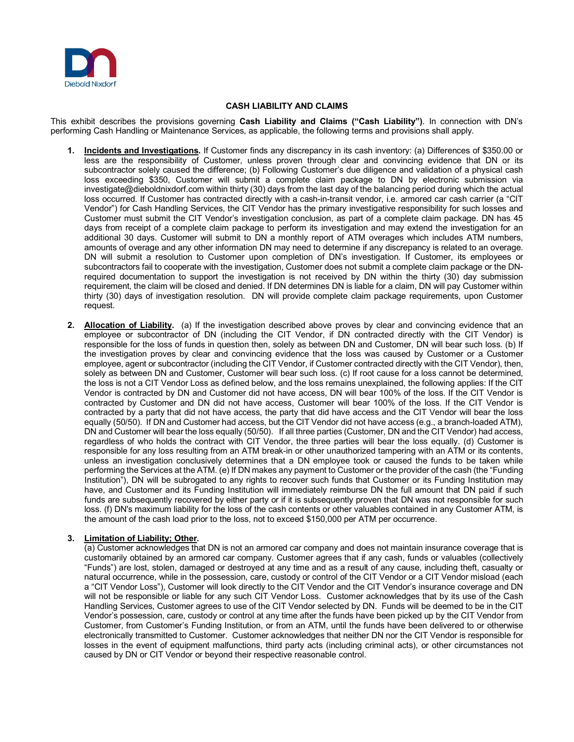## CASH LIABILITY AND CLAIMS

This exhibit describes the provisions governing **Cash Liability and Claims ("Cash Liability")**. In connection with DN's performing Cash Handling or Maintenance Services, as applicable, the following terms and provisions shall apply.

1. **Incidents and Investigations.** If Customer finds any discrepancy in its cash inventory: (a) Differences of $350.00 or less are the responsibility of Customer, unless proven through clear and convincing evidence that DN or its subcontractor solely caused the difference; (b) Following Customer's due diligence and validation of a physical cash loss exceeding $350, Customer will submit a complete claim package to DN by electronic submission via investigate@dieboldnixdorf.com within thirty (30) days from the last day of the balancing period during which the actual loss occurred. If Customer has contracted directly with a cash-in-transit vendor, i.e. armored car cash carrier (a "CIT Vendor") for Cash Handling Services, the CIT Vendor has the primary investigative responsibility for such losses and Customer must submit the CIT Vendor's investigation conclusion, as part of a complete claim package. DN has 45 days from receipt of a complete claim package to perform its investigation and may extend the investigation for an additional 30 days. Customer will submit to DN a monthly report of ATM overages which includes ATM numbers, amounts of overage and any other information DN may need to determine if any discrepancy is related to an overage. DN will submit a resolution to Customer upon completion of DN's investigation. If Customer, its employees or subcontractors fail to cooperate with the investigation, Customer does not submit a complete claim package or the DN-required documentation to support the investigation is not received by DN within the thirty (30) day submission requirement, the claim will be closed and denied. If DN determines DN is liable for a claim, DN will pay Customer within thirty (30) days of investigation resolution. DN will provide complete claim package requirements, upon Customer request.

2. **Allocation of Liability.** (a) If the investigation described above proves by clear and convincing evidence that an employee or subcontractor of DN (including the CIT Vendor, if DN contracted directly with the CIT Vendor) is responsible for the loss of funds in question then, solely as between DN and Customer, DN will bear such loss. (b) If the investigation proves by clear and convincing evidence that the loss was caused by Customer or a Customer employee, agent or subcontractor (including the CIT Vendor, if Customer contracted directly with the CIT Vendor), then, solely as between DN and Customer, Customer will bear such loss. (c) If root cause for a loss cannot be determined, the loss is not a CIT Vendor Loss as defined below, and the loss remains unexplained, the following applies: If the CIT Vendor is contracted by DN and Customer did not have access, DN will bear 100% of the loss. If the CIT Vendor is contracted by Customer and DN did not have access, Customer will bear 100% of the loss. If the CIT Vendor is contracted by a party that did not have access, the party that did have access and the CIT Vendor will bear the loss equally (50/50). If DN and Customer had access, but the CIT Vendor did not have access (e.g., a branch-loaded ATM), DN and Customer will bear the loss equally (50/50). If all three parties (Customer, DN and the CIT Vendor) had access, regardless of who holds the contract with CIT Vendor, the three parties will bear the loss equally. (d) Customer is responsible for any loss resulting from an ATM break-in or other unauthorized tampering with an ATM or its contents, unless an investigation conclusively determines that a DN employee took or caused the funds to be taken while performing the Services at the ATM. (e) If DN makes any payment to Customer or the provider of the cash (the "Funding Institution"), DN will be subrogated to any rights to recover such funds that Customer or its Funding Institution may have, and Customer and its Funding Institution will immediately reimburse DN the full amount that DN paid if such funds are subsequently recovered by either party or if it is subsequently proven that DN was not responsible for such loss. (f) DN's maximum liability for the loss of the cash contents or other valuables contained in any Customer ATM, is the amount of the cash load prior to the loss, not to exceed $150,000 per ATM per occurrence.

3. **Limitation of Liability; Other.**
   (a) Customer acknowledges that DN is not an armored car company and does not maintain insurance coverage that is customarily obtained by an armored car company. Customer agrees that if any cash, funds or valuables (collectively "Funds") are lost, stolen, damaged or destroyed at any time and as a result of any cause, including theft, casualty or natural occurrence, while in the possession, care, custody or control of the CIT Vendor or a CIT Vendor misload (each a "CIT Vendor Loss"), Customer will look directly to the CIT Vendor and the CIT Vendor's insurance coverage and DN will not be responsible or liable for any such CIT Vendor Loss. Customer acknowledges that by its use of the Cash Handling Services, Customer agrees to use of the CIT Vendor selected by DN. Funds will be deemed to be in the CIT Vendor's possession, care, custody or control at any time after the funds have been picked up by the CIT Vendor from Customer, from Customer's Funding Institution, or from an ATM, until the funds have been delivered to or otherwise electronically transmitted to Customer. Customer acknowledges that neither DN nor the CIT Vendor is responsible for losses in the event of equipment malfunctions, third party acts (including criminal acts), or other circumstances not caused by DN or CIT Vendor or beyond their respective reasonable control.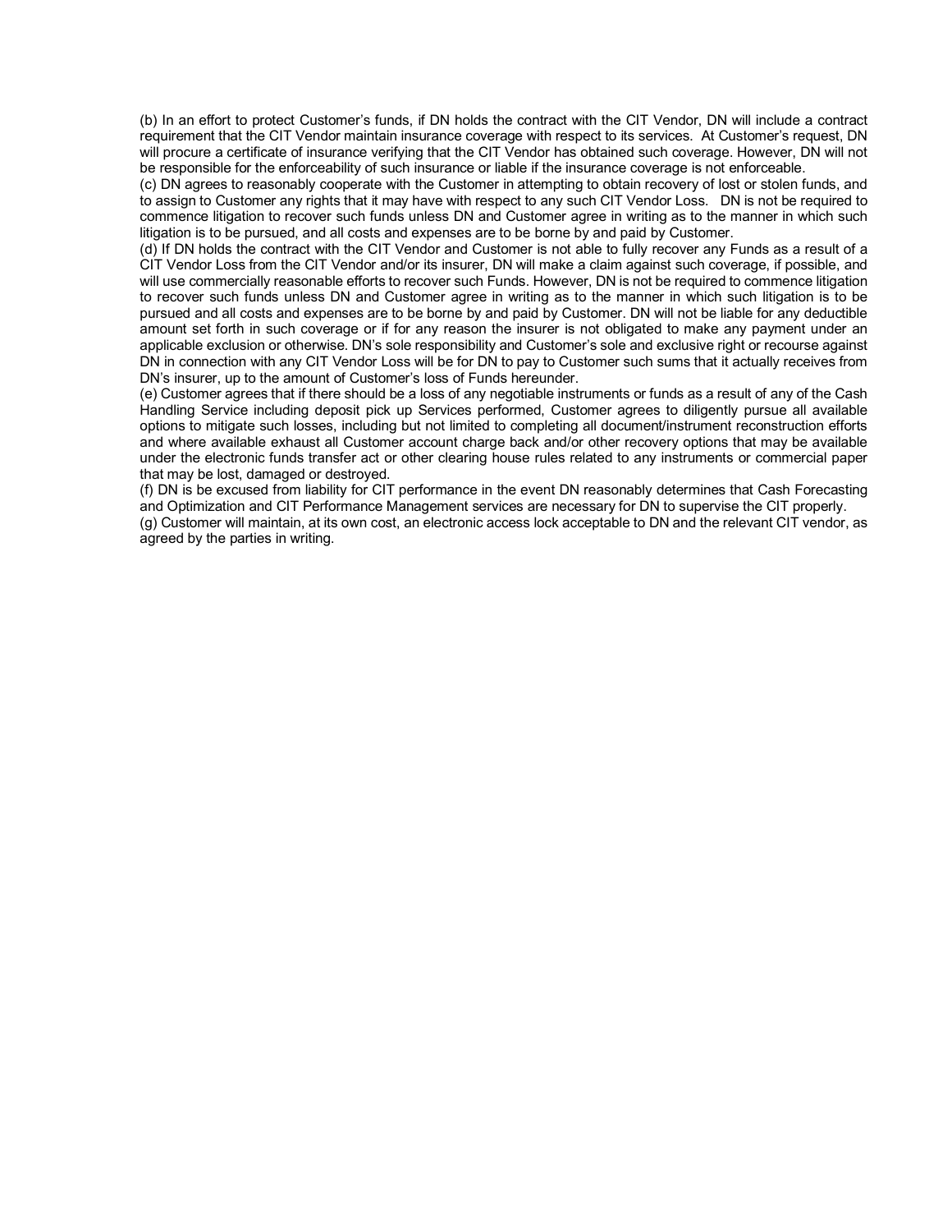(b) In an effort to protect Customer's funds, if DN holds the contract with the CIT Vendor, DN will include a contract requirement that the CIT Vendor maintain insurance coverage with respect to its services. At Customer's request, DN will procure a certificate of insurance verifying that the CIT Vendor has obtained such coverage. However, DN will not be responsible for the enforceability of such insurance or liable if the insurance coverage is not enforceable.

(c) DN agrees to reasonably cooperate with the Customer in attempting to obtain recovery of lost or stolen funds, and to assign to Customer any rights that it may have with respect to any such CIT Vendor Loss. DN is not be required to commence litigation to recover such funds unless DN and Customer agree in writing as to the manner in which such litigation is to be pursued, and all costs and expenses are to be borne by and paid by Customer.

(d) If DN holds the contract with the CIT Vendor and Customer is not able to fully recover any Funds as a result of a CIT Vendor Loss from the CIT Vendor and/or its insurer, DN will make a claim against such coverage, if possible, and will use commercially reasonable efforts to recover such Funds. However, DN is not be required to commence litigation to recover such funds unless DN and Customer agree in writing as to the manner in which such litigation is to be pursued and all costs and expenses are to be borne by and paid by Customer. DN will not be liable for any deductible amount set forth in such coverage or if for any reason the insurer is not obligated to make any payment under an applicable exclusion or otherwise. DN's sole responsibility and Customer's sole and exclusive right or recourse against DN in connection with any CIT Vendor Loss will be for DN to pay to Customer such sums that it actually receives from DN's insurer, up to the amount of Customer's loss of Funds hereunder.

(e) Customer agrees that if there should be a loss of any negotiable instruments or funds as a result of any of the Cash Handling Service including deposit pick up Services performed, Customer agrees to diligently pursue all available options to mitigate such losses, including but not limited to completing all document/instrument reconstruction efforts and where available exhaust all Customer account charge back and/or other recovery options that may be available under the electronic funds transfer act or other clearing house rules related to any instruments or commercial paper that may be lost, damaged or destroyed.

(f) DN is be excused from liability for CIT performance in the event DN reasonably determines that Cash Forecasting and Optimization and CIT Performance Management services are necessary for DN to supervise the CIT properly.

(g) Customer will maintain, at its own cost, an electronic access lock acceptable to DN and the relevant CIT vendor, as agreed by the parties in writing.